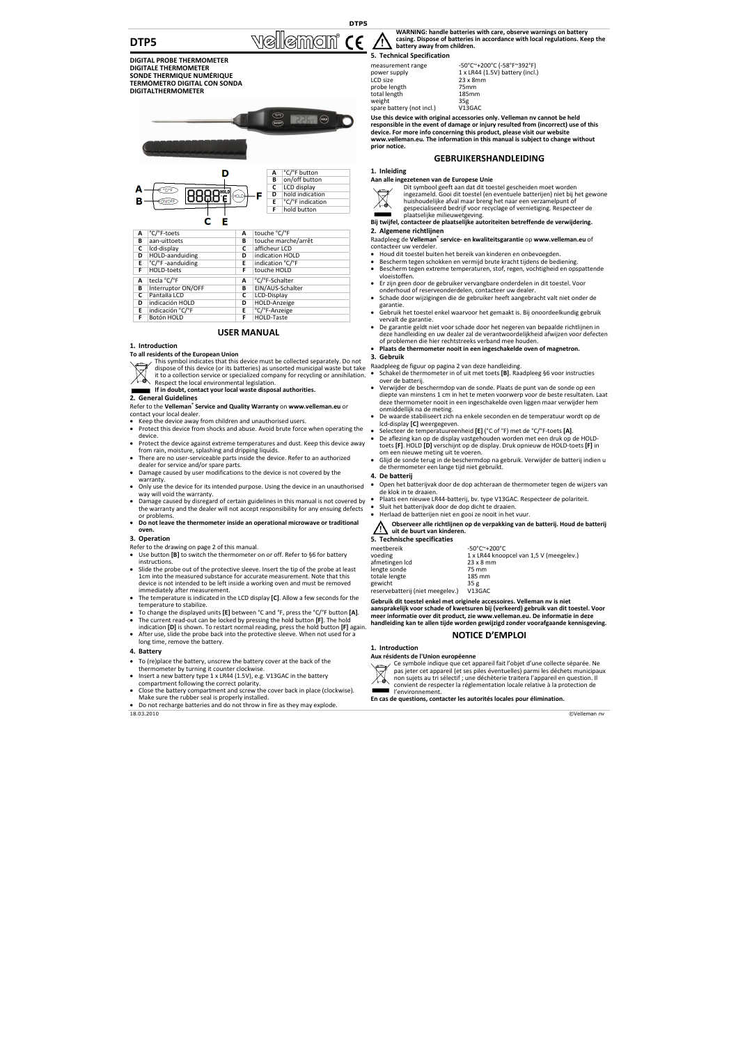# DTP5

**DIGITAL PROBE THERMOMETER**
**DIGITALE THERMOMETER**
**SONDE THERMIQUE NUMÉRIQUE**
**TERMÓMETRO DIGITAL CON SONDA**
**DIGITALTHERMOMETER**

| A | °C/°F button |
|---|---|
| B | on/off button |
| C | LCD display |
| D | hold indication |
| E | °C/°F indication |
| F | hold button |

| A | °C/°F-toets | A | touche °C/°F |
|---|---|---|---|
| B | aan-uittoets | B | touche marche/arrêt |
| C | lcd-display | C | afficheur LCD |
| D | HOLD-aanduiding | D | indication HOLD |
| E | °C/°F -aanduiding | E | indication °C/°F |
| F | HOLD-toets | F | touche HOLD |
| A | tecla °C/°F | A | °C/°F-Schalter |
| B | Interruptor ON/OFF | B | EIN/AUS-Schalter |
| C | Pantalla LCD | C | LCD-Display |
| D | indicación HOLD | D | HOLD-Anzeige |
| E | indicación °C/°F | E | °C/°F-Anzeige |
| F | Botón HOLD | F | HOLD-Taste |

## USER MANUAL

### 1. Introduction

**To all residents of the European Union**

This symbol indicates that this device must be collected separately. Do not dispose of this device (or its batteries) as unsorted municipal waste but take it to a collection service or specialized company for recycling or annihilation. Respect the local environmental legislation.

**If in doubt, contact your local waste disposal authorities.**

### 2. General Guidelines

Refer to the **Velleman® Service and Quality Warranty** on **www.velleman.eu** or contact your local dealer.

- Keep the device away from children and unauthorised users.
- Protect this device from shocks and abuse. Avoid brute force when operating the device.
- Protect the device against extreme temperatures and dust. Keep this device away from rain, moisture, splashing and dripping liquids.
- There are no user-serviceable parts inside the device. Refer to an authorized dealer for service and/or spare parts.
- Damage caused by user modifications to the device is not covered by the warranty.
- Only use the device for its intended purpose. Using the device in an unauthorised way will void the warranty.
- Damage caused by disregard of certain guidelines in this manual is not covered by the warranty and the dealer will not accept responsibility for any ensuing defects or problems.
- **Do not leave the thermometer inside an operational microwave or traditional oven.**

### 3. Operation

Refer to the drawing on page 2 of this manual.

- Use button **[B]** to switch the thermometer on or off. Refer to §6 for battery instructions.
- Slide the probe out of the protective sleeve. Insert the tip of the probe at least 1cm into the measured substance for accurate measurement. Note that this device is not intended to be left inside a working oven and must be removed immediately after measurement.
- The temperature is indicated in the LCD display **[C]**. Allow a few seconds for the temperature to stabilize.
- To change the displayed units **[E]** between °C and °F, press the °C/°F button **[A]**.
- The current read-out can be locked by pressing the hold button **[F]**. The hold indication **[D]** is shown. To restart normal reading, press the hold button **[F]** again.
- After use, slide the probe back into the protective sleeve. When not used for a long time, remove the battery.

### 4. Battery

- To (re)place the battery, unscrew the battery cover at the back of the thermometer by turning it counter clockwise.
- Insert a new battery type 1 x LR44 (1.5V), e.g. V13GAC in the battery compartment following the correct polarity.
- Close the battery compartment and screw the cover back in place (clockwise). Make sure the rubber seal is properly installed.
- Do not recharge batteries and do not throw in fire as they may explode.

**WARNING: handle batteries with care, observe warnings on battery casing. Dispose of batteries in accordance with local regulations. Keep the battery away from children.**

### 5. Technical Specification

| | |
|---|---|
| measurement range | -50°C~+200°C (-58°F~392°F) |
| power supply | 1 x LR44 (1.5V) battery (incl.) |
| LCD size | 23 x 8mm |
| probe length | 75mm |
| total length | 185mm |
| weight | 35g |
| spare battery (not incl.) | V13GAC |

**Use this device with original accessories only. Velleman nv cannot be held responsible in the event of damage or injury resulted from (incorrect) use of this device. For more info concerning this product, please visit our website www.velleman.eu. The information in this manual is subject to change without prior notice.**

## GEBRUIKERSHANDLEIDING

### 1. Inleiding

**Aan alle ingezetenen van de Europese Unie**

Dit symbool geeft aan dat dit toestel gescheiden moet worden ingezameld. Gooi dit toestel (en eventuele batterijen) niet bij het gewone huishoudelijke afval maar breng het naar een verzamelpunt of gespecialiseerd bedrijf voor recyclage of vernietiging. Respecteer de plaatselijke milieuwetgeving.

**Bij twijfel, contacteer de plaatselijke autoriteiten betreffende de verwijdering.**

### 2. Algemene richtlijnen

Raadpleeg de **Velleman® service- en kwaliteitsgarantie** op **www.velleman.eu** of contacteer uw verdeler.

- Houd dit toestel buiten het bereik van kinderen en onbevoegden.
- Bescherm tegen schokken en vermijd brute kracht tijdens de bediening.
- Bescherm tegen extreme temperaturen, stof, regen, vochtigheid en opspattende vloeistoffen.
- Er zijn geen door de gebruiker vervangbare onderdelen in dit toestel. Voor onderhoud of reserveonderdelen, contacteer uw dealer.
- Schade door wijzigingen die de gebruiker heeft aangebracht valt niet onder de garantie.
- Gebruik het toestel enkel waarvoor het gemaakt is. Bij onoordeelkundig gebruik vervalt de garantie.
- De garantie geldt niet voor schade door het negeren van bepaalde richtlijnen in deze handleiding en uw dealer zal de verantwoordelijkheid afwijzen voor defecten of problemen die hier rechtstreeks verband mee houden.
- **Plaats de thermometer nooit in een ingeschakelde oven of magnetron.**

### 3. Gebruik

Raadpleeg de figuur op pagina 2 van deze handleiding.

- Schakel de thermometer in of uit met toets **[B]**. Raadpleeg §6 voor instructies over de batterij.
- Verwijder de beschermdop van de sonde. Plaats de punt van de sonde op een diepte van minstens 1 cm in het te meten voorwerp voor de beste resultaten. Laat deze thermometer nooit in een ingeschakelde oven liggen maar verwijder hem onmiddellijk na de meting.
- De waarde stabiliseert zich na enkele seconden en de temperatuur wordt op de lcd-display **[C]** weergegeven.
- Selecteer de temperatuureenheid **[E]** (°C of °F) met de °C/°F-toets **[A]**.
- De aflezing kan op de display vastgehouden worden met een druk op de HOLD-toets **[F]**. HOLD **[D]** verschijnt op de display. Druk opnieuw de HOLD-toets **[F]** in om een nieuwe meting uit te voeren.
- Glijd de sonde terug in de beschermdop na gebruik. Verwijder de batterij indien u de thermometer een lange tijd niet gebruikt.

### 4. De batterij

- Open het batterijvak door de dop achteraan de thermometer tegen de wijzers van de klok in te draaien.
- Plaats een nieuwe LR44-batterij, bv. type V13GAC. Respecteer de polariteit.
- Sluit het batterijvak door de dop dicht te draaien.
- Herlaad de batterijen niet en gooi ze nooit in het vuur.

**Observeer alle richtlijnen op de verpakking van de batterij. Houd de batterij uit de buurt van kinderen.**

### 5. Technische specificaties

| | |
|---|---|
| meetbereik | -50°C~+200°C |
| voeding | 1 x LR44 knoopcel van 1,5 V (meegelev.) |
| afmetingen lcd | 23 x 8 mm |
| lengte sonde | 75 mm |
| totale lengte | 185 mm |
| gewicht | 35 g |
| reservebatterij (niet meegelev.) | V13GAC |

**Gebruik dit toestel enkel met originele accessoires. Velleman nv is niet aansprakelijk voor schade of kwetsuren bij (verkeerd) gebruik van dit toestel. Voor meer informatie over dit product, zie www.velleman.eu. De informatie in deze handleiding kan te allen tijde worden gewijzigd zonder voorafgaande kennisgeving.**

## NOTICE D'EMPLOI

### 1. Introduction

**Aux résidents de l'Union européenne**

Ce symbole indique que cet appareil fait l'objet d'une collecte séparée. Ne pas jeter cet appareil (et ses piles éventuelles) parmi les déchets municipaux non sujets au tri sélectif ; une déchèterie traitera l'appareil en question. Il convient de respecter la réglementation locale relative à la protection de l'environnement.

**En cas de questions, contacter les autorités locales pour élimination.**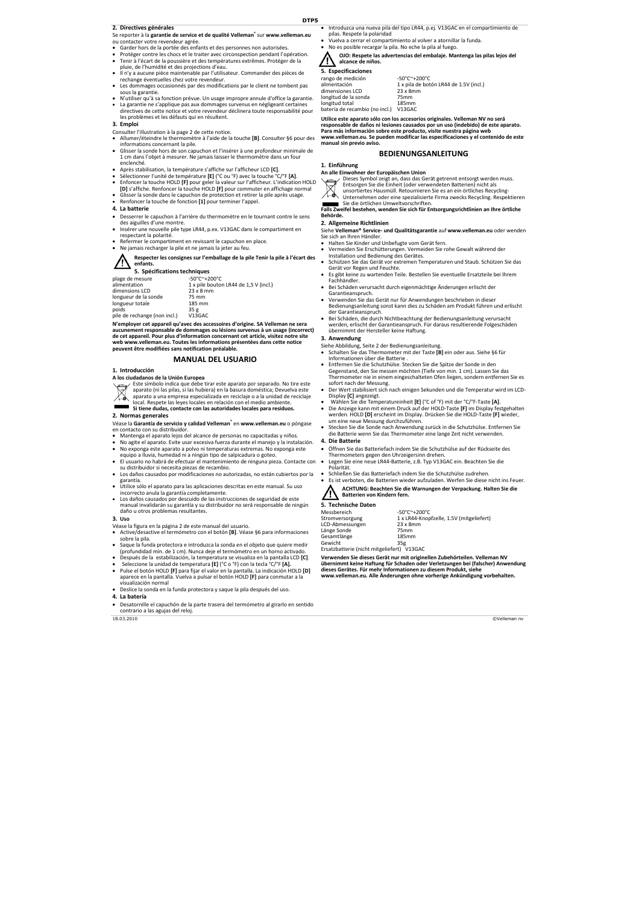## 2. Directives générales

Se reporter à la **garantie de service et de qualité Velleman®** sur **www.velleman.eu** ou contacter votre revendeur agréé.

- Garder hors de la portée des enfants et des personnes non autorisées.
- Protéger contre les chocs et le traiter avec circonspection pendant l'opération.
- Tenir à l'écart de la poussière et des températures extrêmes. Protéger de la pluie, de l'humidité et des projections d'eau.
- Il n'y a aucune pièce maintenable par l'utilisateur. Commander des pièces de rechange éventuelles chez votre revendeur.
- Les dommages occasionnés par des modifications par le client ne tombent pas sous la garantie.
- N'utiliser qu'à sa fonction prévue. Un usage impropre annule d'office la garantie.
- La garantie ne s'applique pas aux dommages survenus en négligeant certaines directives de cette notice et votre revendeur déclinera toute responsabilité pour les problèmes et les défauts qui en résultent.

## 3. Emploi

Consulter l'illustration à la page 2 de cette notice.

- Allumer/éteindre le thermomètre à l'aide de la touche **[B]**. Consulter §6 pour des informations concernant la pile.
- Glisser la sonde hors de son capuchon et l'insérer à une profondeur minimale de 1 cm dans l'objet à mesurer. Ne jamais laisser le thermomètre dans un four enclenché.
- Après stabilisation, la température s'affiche sur l'afficheur LCD **[C]**.
- Sélectionner l'unité de température **[E]** (°C ou °F) avec la touche °C/°F **[A]**.
- Enfoncer la touche HOLD **[F]** pour geler la valeur sur l'afficheur. L'indication HOLD **[D]** s'affiche. Renfoncer la touche HOLD **[F]** pour commuter en affichage normal
- Glisser la sonde dans le capuchon de protection et retirer la pile après usage.
- Renfoncer la touche de fonction **[1]** pour terminer l'appel.

## 4. La batterie

- Desserrer le capuchon à l'arrière du thermomètre en le tournant contre le sens des aiguilles d'une montre.
- Insérer une nouvelle pile type LR44, p.ex. V13GAC dans le compartiment en respectant la polarité.
- Refermer le compartiment en revissant le capuchon en place.
- Ne jamais recharger la pile et ne jamais la jeter au feu.

**Respecter les consignes sur l'emballage de la pile Tenir la pile à l'écart des enfants.**

## 5. Spécifications techniques

| | |
|---|---|
| plage de mesure | -50°C~+200°C |
| alimentation | 1 x pile bouton LR44 de 1,5 V (incl.) |
| dimensions LCD | 23 x 8 mm |
| longueur de la sonde | 75 mm |
| longueur totale | 185 mm |
| poids | 35 g |
| pile de rechange (non incl.) | V13GAC |

**N'employer cet appareil qu'avec des accessoires d'origine. SA Velleman ne sera aucunement responsable de dommages ou lésions survenus à un usage (incorrect) de cet appareil. Pour plus d'information concernant cet article, visitez notre site web www.velleman.eu. Toutes les informations présentées dans cette notice peuvent être modifiées sans notification préalable.**

# MANUAL DEL USUARIO

## 1. Introducción

**A los ciudadanos de la Unión Europea**

Este símbolo indica que debe tirar este aparato por separado. No tire este aparato (ni las pilas, si las hubiera) en la basura doméstica; Devuelva este aparato a una empresa especializada en reciclaje o a la unidad de reciclaje local. Respete las leyes locales en relación con el medio ambiente.

**Si tiene dudas, contacte con las autoridades locales para residuos.**

## 2. Normas generales

Véase la **Garantía de servicio y calidad Velleman®** en **www.velleman.eu** o póngase en contacto con su distribuidor.

- Mantenga el aparato lejos del alcance de personas no capacitadas y niños.
- No agite el aparato. Evite usar excesiva fuerza durante el manejo y la instalación.
- No exponga este aparato a polvo ni temperaturas extremas. No exponga este equipo a lluvia, humedad ni a ningún tipo de salpicadura o goteo.
- El usuario no habrá de efectuar el mantenimiento de ninguna pieza. Contacte con su distribuidor si necesita piezas de recambio.
- Los daños causados por modificaciones no autorizadas, no están cubiertos por la garantía.
- Utilice sólo el aparato para las aplicaciones descritas en este manual. Su uso incorrecto anula la garantía completamente.
- Los daños causados por descuido de las instrucciones de seguridad de este manual invalidarán su garantía y su distribuidor no será responsable de ningún daño u otros problemas resultantes.

## 3. Uso

Véase la figura en la página 2 de este manual del usuario.

- Active/desactive el termómetro con el botón **[B]**. Véase §6 para informaciones sobre la pila.
- Saque la funda protectora e introduzca la sonda en el objeto que quiere medir (profundidad mín. de 1 cm). Nunca deje el termómetro en un horno activado.
- Después de la estabilización, la temperatura se visualiza en la pantalla LCD **[C]**.
- Seleccione la unidad de temperatura **[E]** (°C o °F) con la tecla °C/°F **[A].**
- Pulse el botón HOLD **[F]** para fijar el valor en la pantalla. La indicación HOLD **[D]** aparece en la pantalla. Vuelva a pulsar el botón HOLD **[F]** para conmutar a la visualización normal
- Deslice la sonda en la funda protectora y saque la pila después del uso.

## 4. La batería

- Desatornille el capuchón de la parte trasera del termómetro al girarlo en sentido contrario a las agujas del reloj.
- Introduzca una nueva pila del tipo LR44, p.ej. V13GAC en el compartimiento de pilas. Respete la polaridad
- Vuelva a cerrar el compartimiento al volver a atornillar la funda.
- No es posible recargar la pila. No eche la pila al fuego.

**OJO: Respete las advertencias del embalaje. Mantenga las pilas lejos del alcance de niños.**

## 5. Especificaciones

| | |
|---|---|
| rango de medición | -50°C~+200°C |
| alimentación | 1 x pila de botón LR44 de 1.5V (incl.) |
| dimensiones LCD | 23 x 8mm |
| longitud de la sonda | 75mm |
| longitud total | 185mm |
| batería de recambio (no incl.) | V13GAC |

**Utilice este aparato sólo con los accesorios originales. Velleman NV no será responsable de daños ni lesiones causados por un uso (indebido) de este aparato. Para más información sobre este producto, visite nuestra página web www.velleman.eu. Se pueden modificar las especificaciones y el contenido de este manual sin previo aviso.**

# BEDIENUNGSANLEITUNG

## 1. Einführung

**An alle Einwohner der Europäischen Union**

Dieses Symbol zeigt an, dass das Gerät getrennt entsorgt werden muss. Entsorgen Sie die Einheit (oder verwendeten Batterien) nicht als unsortiertes Hausmüll. Retournieren Sie es an ein örtliches Recycling-Unternehmen oder eine spezialisierte Firma zwecks Recycling. Respektieren Sie die örtlichen Umweltvorschriften.

**Falls Zweifel bestehen, wenden Sie sich für Entsorgungsrichtlinien an Ihre örtliche Behörde.**

## 2. Allgemeine Richtlinien

Siehe **Velleman® Service- und Qualitätsgarantie** auf **www.velleman.eu** oder wenden Sie sich an Ihren Händler.

- Halten Sie Kinder und Unbefugte vom Gerät fern.
- Vermeiden Sie Erschütterungen. Vermeiden Sie rohe Gewalt während der Installation und Bedienung des Gerätes.
- Schützen Sie das Gerät vor extremen Temperaturen und Staub. Schützen Sie das Gerät vor Regen und Feuchte.
- Es gibt keine zu wartenden Teile. Bestellen Sie eventuelle Ersatzteile bei Ihrem Fachhändler.
- Bei Schäden verursacht durch eigenmächtige Änderungen erlischt der Garantieanspruch.
- Verwenden Sie das Gerät nur für Anwendungen beschrieben in dieser Bedienungsanleitung sonst kann dies zu Schäden am Produkt führen und erlischt der Garantieanspruch.
- Bei Schäden, die durch Nichtbeachtung der Bedienungsanleitung verursacht werden, erlischt der Garantieanspruch. Für daraus resultierende Folgeschäden übernimmt der Hersteller keine Haftung.

## 3. Anwendung

Siehe Abbildung, Seite 2 der Bedienungsanleitung.

- Schalten Sie das Thermometer mit der Taste **[B]** ein oder aus. Siehe §6 für Informationen über die Batterie .
- Entfernen Sie die Schutzhülse. Stecken Sie die Spitze der Sonde in den Gegenstand, den Sie messen möchten (Tiefe von min. 1 cm). Lassen Sie das Thermometer nie in einem eingeschalteten Ofen liegen, sondern entfernen Sie es sofort nach der Messung.
- Der Wert stabilisiert sich nach einigen Sekunden und die Temperatur wird im LCD-Display **[C]** angezeigt.
- Wählen Sie die Temperatureinheit **[E]** (°C of °F) mit der °C/°F-Taste **[A]**.
- Die Anzeige kann mit einem Druck auf der HOLD-Taste **[F]** im Display festgehalten werden. HOLD **[D]** erscheint im Display. Drücken Sie die HOLD-Taste **[F]** wieder, um eine neue Messung durchzuführen.
- Stecken Sie die Sonde nach Anwendung zurück in die Schutzhülse. Entfernen Sie die Batterie wenn Sie das Thermometer eine lange Zeit nicht verwenden.

## 4. Die Batterie

- Öffnen Sie das Batteriefach indem Sie die Schutzhülse auf der Rückseite des Thermometers gegen den Uhrzeigersinn drehen.
- Legen Sie eine neue LR44-Batterie, z.B. Typ V13GAC ein. Beachten Sie die Polarität.
- Schließen Sie das Batteriefach indem Sie die Schutzhülse zudrehen.
- Es ist verboten, die Batterien wieder aufzuladen. Werfen Sie diese nicht ins Feuer.

**ACHTUNG: Beachten Sie die Warnungen der Verpackung. Halten Sie die Batterien von Kindern fern.**

## 5. Technische Daten

| | |
|---|---|
| Messbereich | -50°C~+200°C |
| Stromversorgung | 1 x LR44-Knopfzelle, 1.5V (mitgeliefert) |
| LCD-Abmessungen | 23 x 8mm |
| Länge Sonde | 75mm |
| Gesamtlänge | 185mm |
| Gewicht | 35g |
| Ersatzbatterie (nicht mitgeliefert) | V13GAC |

**Verwenden Sie dieses Gerät nur mit originellen Zubehörteilen. Velleman NV übernimmt keine Haftung für Schaden oder Verletzungen bei (falscher) Anwendung dieses Gerätes. Für mehr Informationen zu diesem Produkt, siehe www.velleman.eu. Alle Änderungen ohne vorherige Ankündigung vorbehalten.**